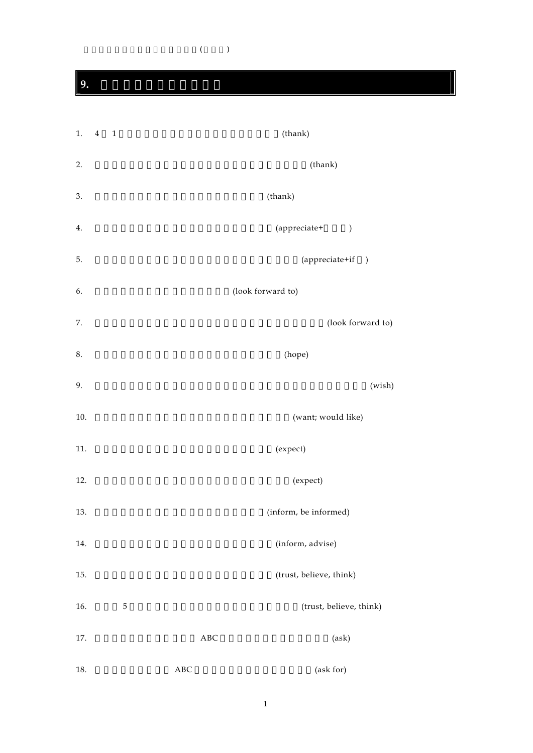## 9.

1. 4 1 (thank)

2. (thank)

3. (thank)

4. (appreciate+ )

5. (appreciate+if )

6. (look forward to)

7. (look forward to)

8. (hope)

9. (wish)

10. (want; would like)

11. (expect)

12. (expect)

13. (inform, be informed)

14. (inform, advise)

15. (trust, believe, think)

16. 5 (trust, believe, think)

17. ABC (ask)

18. ABC (ask for)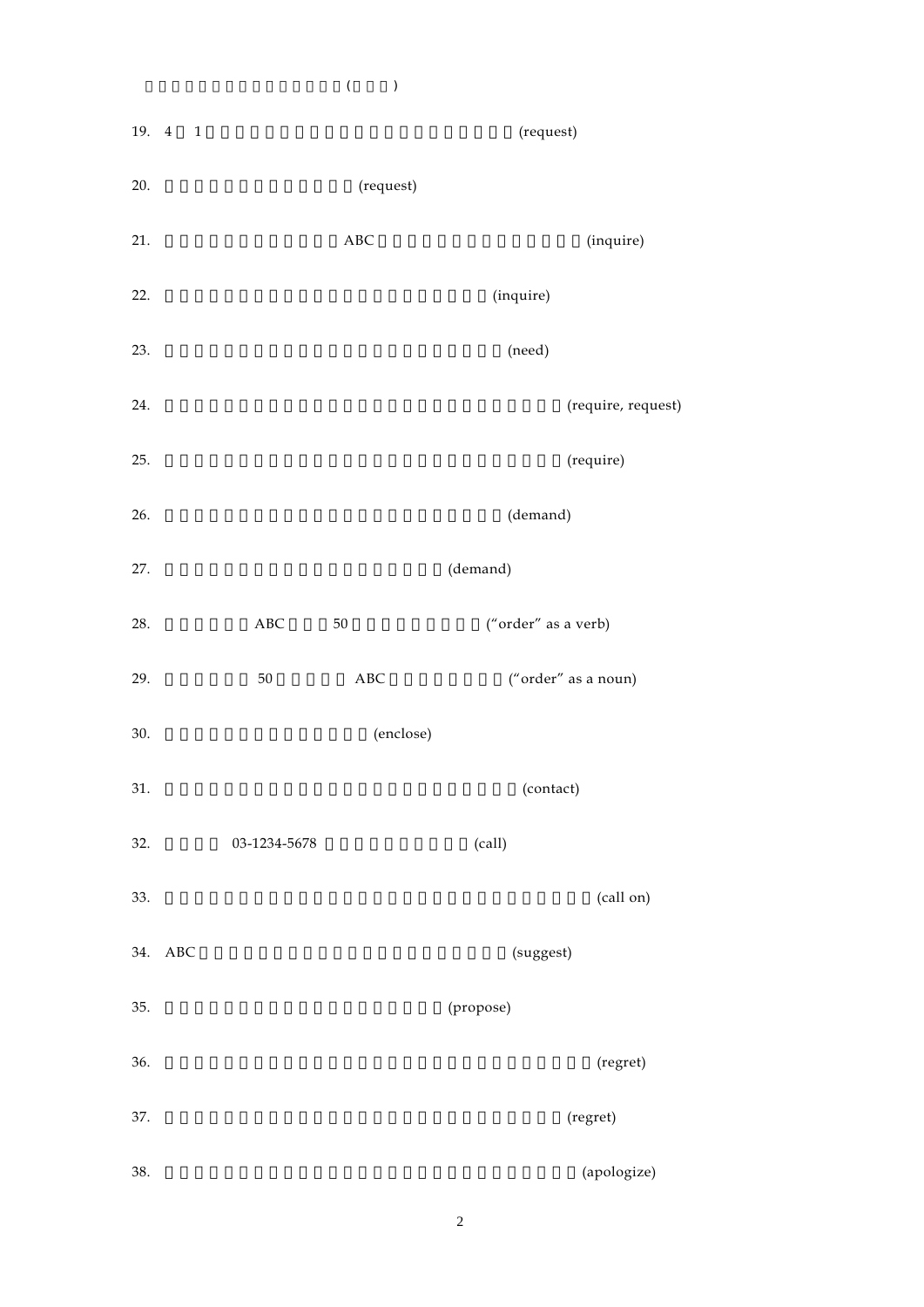( )

19. 4 1 (request)

20. (request)

21. ABC (inquire)

22. (inquire)

23. (need)

24. (require, request)

25. (require)

26. (demand)

27. (demand)

28. ABC 50 (“order” as a verb)

29. 50 ABC (“order” as a noun)

30. (enclose)

31. (contact)

32. 03-1234-5678 (call)

33. (call on)

34. ABC (suggest)

35. (propose)

36. (regret)

37. (regret)

38. (apologize)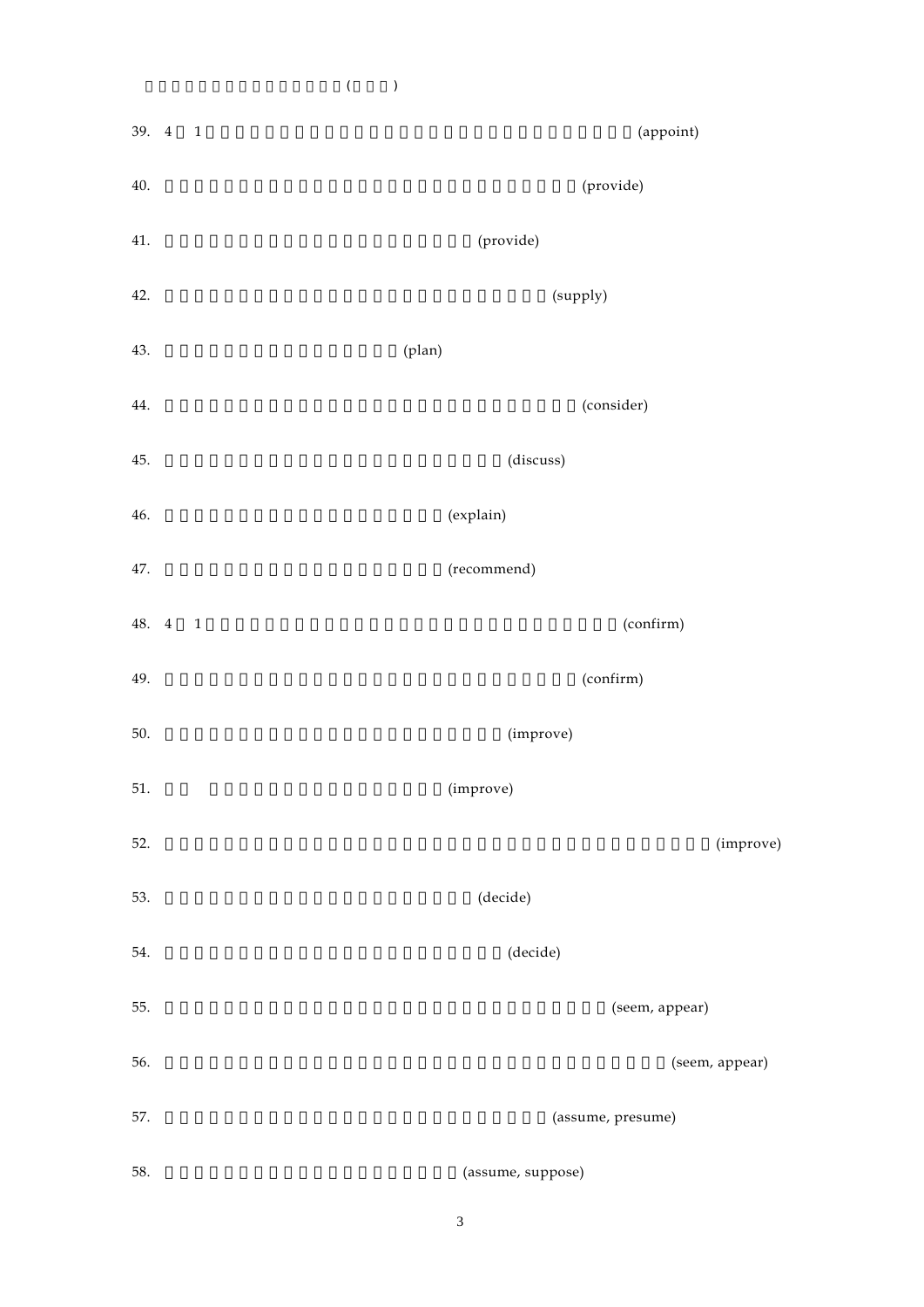39. 4 1 (appoint)

40. (provide)

41. (provide)

42. (supply)

43. (plan)

44. (consider)

45. (discuss)

46. (explain)

47. (recommend)

48. 4 1 (confirm)

49. (confirm)

50. (improve)

51. (improve)

52. (improve)

53. (decide)

54. (decide)

55. (seem, appear)

56. (seem, appear)

57. (assume, presume)

58. (assume, suppose)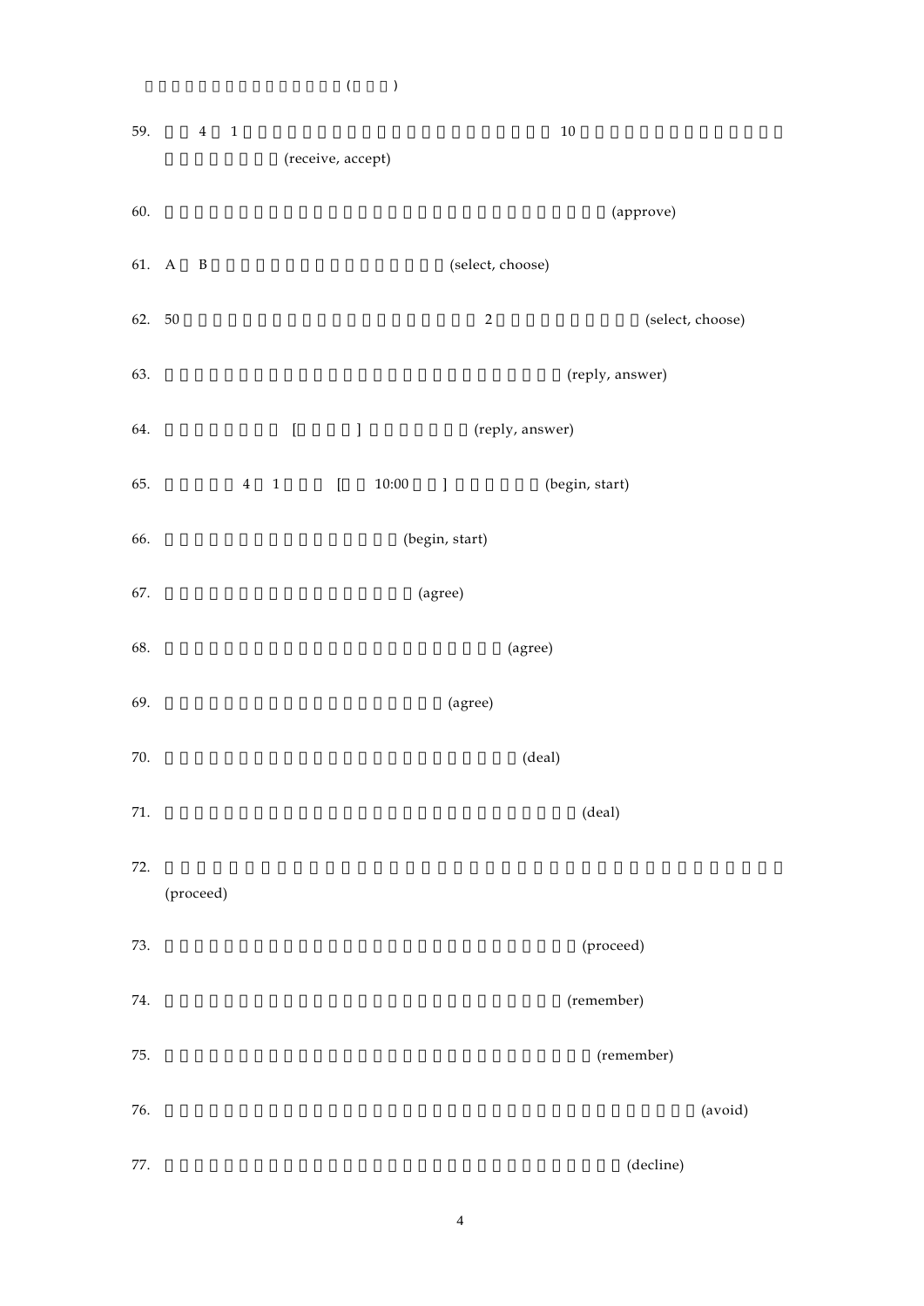( )

59. 4 1 10 (receive, accept)

60. (approve)

61. A B (select, choose)

62. 50 2 (select, choose)

63. (reply, answer)

64. [ ] (reply, answer)

65. 4 1 [ 10:00 ] (begin, start)

66. (begin, start)

67. (agree)

68. (agree)

69. (agree)

70. (deal)

71. (deal)

72. (proceed)

73. (proceed)

74. (remember)

75. (remember)

76. (avoid)

77. (decline)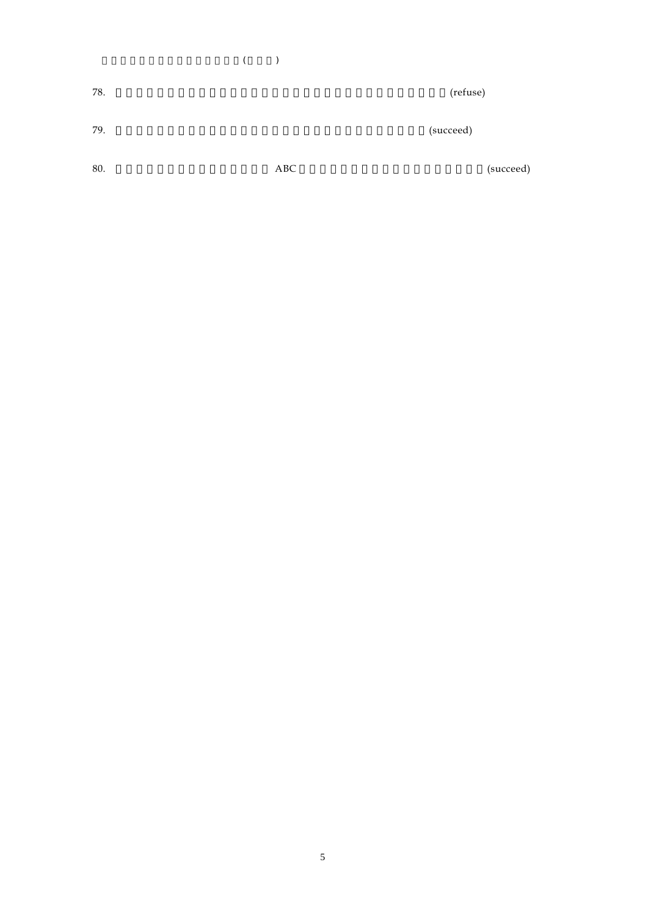78. (refuse)

79. (succeed)

80. ABC (succeed)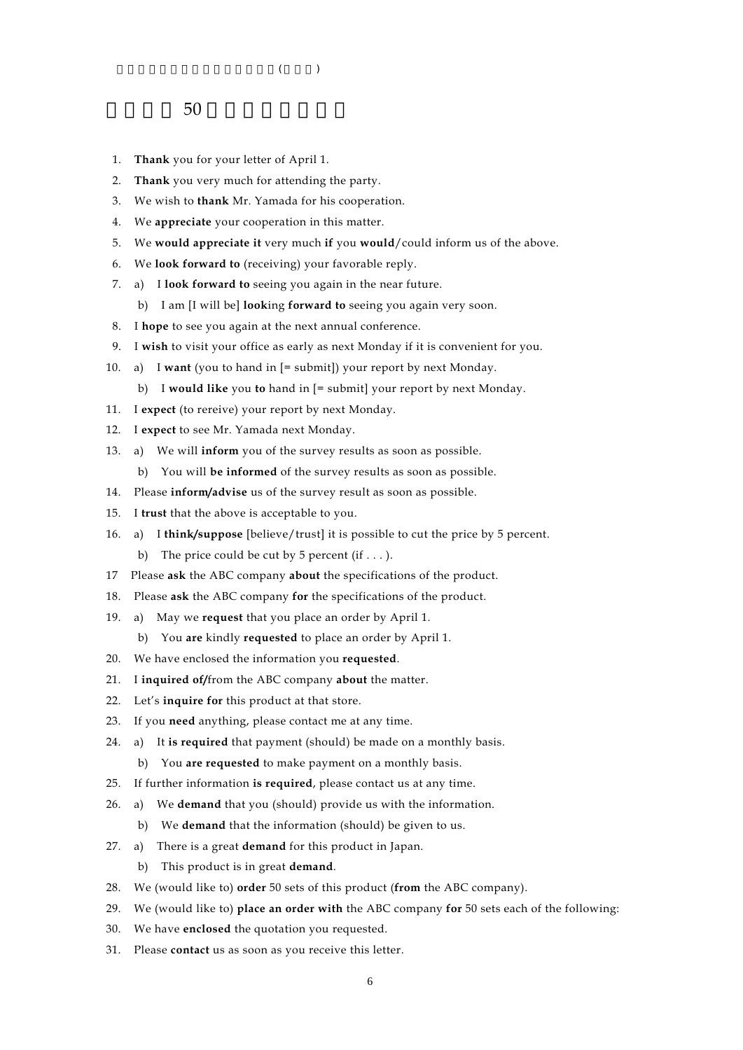## 50

1. **Thank** you for your letter of April 1.
2. **Thank** you very much for attending the party.
3. We wish to **thank** Mr. Yamada for his cooperation.
4. We **appreciate** your cooperation in this matter.
5. We **would appreciate it** very much **if** you **would**/could inform us of the above.
6. We **look forward to** (receiving) your favorable reply.
7. a) I **look forward to** seeing you again in the near future.
   b) I am [I will be] **look**ing **forward to** seeing you again very soon.
8. I **hope** to see you again at the next annual conference.
9. I **wish** to visit your office as early as next Monday if it is convenient for you.
10. a) I **want** (you to hand in [= submit]) your report by next Monday.
    b) I **would like** you **to** hand in [= submit] your report by next Monday.
11. I **expect** (to rereive) your report by next Monday.
12. I **expect** to see Mr. Yamada next Monday.
13. a) We will **inform** you of the survey results as soon as possible.
    b) You will **be informed** of the survey results as soon as possible.
14. Please **inform/advise** us of the survey result as soon as possible.
15. I **trust** that the above is acceptable to you.
16. a) I **think/suppose** [believe/trust] it is possible to cut the price by 5 percent.
    b) The price could be cut by 5 percent (if . . . ).
17. Please **ask** the ABC company **about** the specifications of the product.
18. Please **ask** the ABC company **for** the specifications of the product.
19. a) May we **request** that you place an order by April 1.
    b) You **are** kindly **requested** to place an order by April 1.
20. We have enclosed the information you **requested**.
21. I **inquired of/**from the ABC company **about** the matter.
22. Let's **inquire for** this product at that store.
23. If you **need** anything, please contact me at any time.
24. a) It **is required** that payment (should) be made on a monthly basis.
    b) You **are requested** to make payment on a monthly basis.
25. If further information **is required**, please contact us at any time.
26. a) We **demand** that you (should) provide us with the information.
    b) We **demand** that the information (should) be given to us.
27. a) There is a great **demand** for this product in Japan.
    b) This product is in great **demand**.
28. We (would like to) **order** 50 sets of this product (**from** the ABC company).
29. We (would like to) **place an order with** the ABC company **for** 50 sets each of the following:
30. We have **enclosed** the quotation you requested.
31. Please **contact** us as soon as you receive this letter.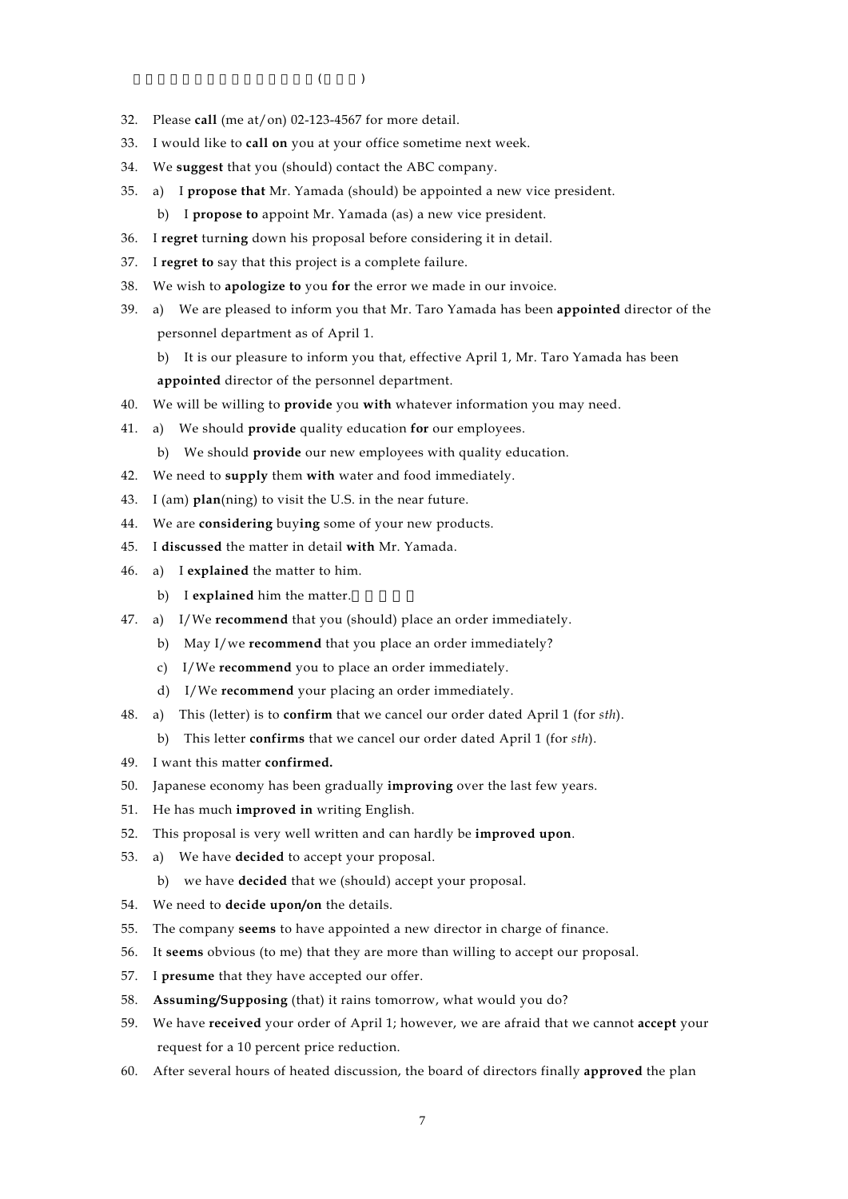32. Please **call** (me at/on) 02-123-4567 for more detail.
33. I would like to **call on** you at your office sometime next week.
34. We **suggest** that you (should) contact the ABC company.
35. a) I **propose that** Mr. Yamada (should) be appointed a new vice president.

    b) I **propose to** appoint Mr. Yamada (as) a new vice president.
36. I **regret** turn**ing** down his proposal before considering it in detail.
37. I **regret to** say that this project is a complete failure.
38. We wish to **apologize to** you **for** the error we made in our invoice.
39. a) We are pleased to inform you that Mr. Taro Yamada has been **appointed** director of the personnel department as of April 1.

    b) It is our pleasure to inform you that, effective April 1, Mr. Taro Yamada has been **appointed** director of the personnel department.
40. We will be willing to **provide** you **with** whatever information you may need.
41. a) We should **provide** quality education **for** our employees.

    b) We should **provide** our new employees with quality education.
42. We need to **supply** them **with** water and food immediately.
43. I (am) **plan**(ning) to visit the U.S. in the near future.
44. We are **considering** buy**ing** some of your new products.
45. I **discussed** the matter in detail **with** Mr. Yamada.
46. a) I **explained** the matter to him.

    b) I **explained** him the matter.
47. a) I/We **recommend** that you (should) place an order immediately.

    b) May I/we **recommend** that you place an order immediately?

    c) I/We **recommend** you to place an order immediately.

    d) I/We **recommend** your placing an order immediately.
48. a) This (letter) is to **confirm** that we cancel our order dated April 1 (for *sth*).

    b) This letter **confirms** that we cancel our order dated April 1 (for *sth*).
49. I want this matter **confirmed.**
50. Japanese economy has been gradually **improving** over the last few years.
51. He has much **improved in** writing English.
52. This proposal is very well written and can hardly be **improved upon**.
53. a) We have **decided** to accept your proposal.

    b) we have **decided** that we (should) accept your proposal.
54. We need to **decide upon/on** the details.
55. The company **seems** to have appointed a new director in charge of finance.
56. It **seems** obvious (to me) that they are more than willing to accept our proposal.
57. I **presume** that they have accepted our offer.
58. **Assuming/Supposing** (that) it rains tomorrow, what would you do?
59. We have **received** your order of April 1; however, we are afraid that we cannot **accept** your request for a 10 percent price reduction.
60. After several hours of heated discussion, the board of directors finally **approved** the plan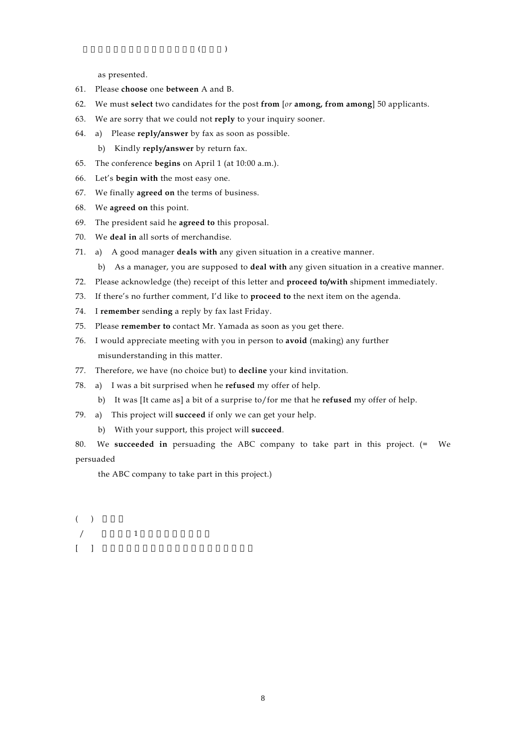as presented.

61. Please **choose** one **between** A and B.
62. We must **select** two candidates for the post **from** [*or* **among, from among**] 50 applicants.
63. We are sorry that we could not **reply** to your inquiry sooner.
64. a) Please **reply/answer** by fax as soon as possible.
    b) Kindly **reply/answer** by return fax.
65. The conference **begins** on April 1 (at 10:00 a.m.).
66. Let's **begin with** the most easy one.
67. We finally **agreed on** the terms of business.
68. We **agreed on** this point.
69. The president said he **agreed to** this proposal.
70. We **deal in** all sorts of merchandise.
71. a) A good manager **deals with** any given situation in a creative manner.
    b) As a manager, you are supposed to **deal with** any given situation in a creative manner.
72. Please acknowledge (the) receipt of this letter and **proceed to/with** shipment immediately.
73. If there's no further comment, I'd like to **proceed to** the next item on the agenda.
74. I **remember** send**ing** a reply by fax last Friday.
75. Please **remember to** contact Mr. Yamada as soon as you get there.
76. I would appreciate meeting with you in person to **avoid** (making) any further misunderstanding in this matter.
77. Therefore, we have (no choice but) to **decline** your kind invitation.
78. a) I was a bit surprised when he **refused** my offer of help.
    b) It was [It came as] a bit of a surprise to/for me that he **refused** my offer of help.
79. a) This project will **succeed** if only we can get your help.
    b) With your support, this project will **succeed**.
80. We **succeeded in** persuading the ABC company to take part in this project. (= We persuaded the ABC company to take part in this project.)